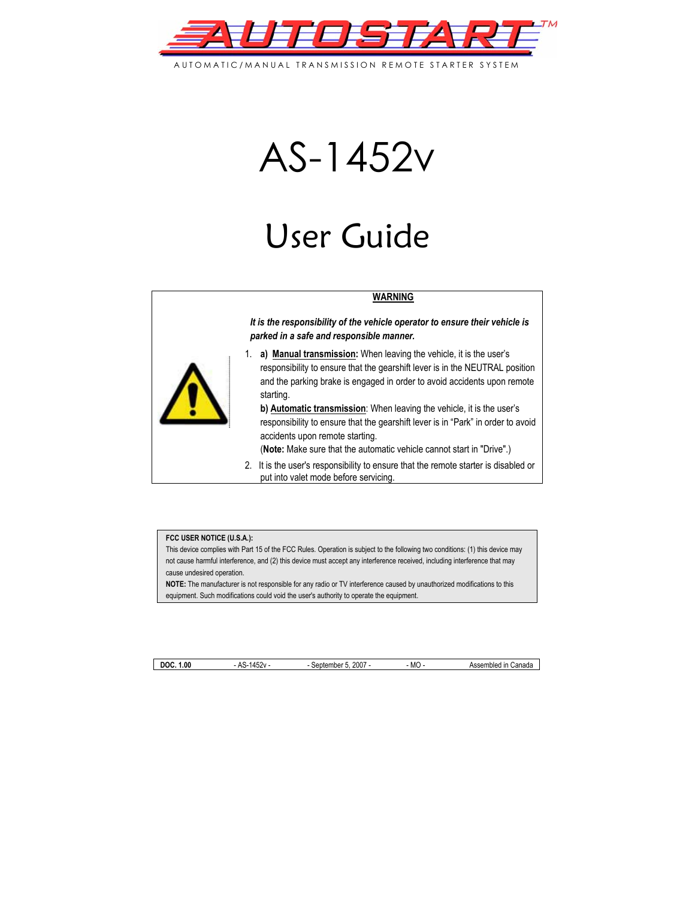# AUTOSTART™

AUTOMATIC/MANUAL TRANSMISSION REMOTE STARTER SYSTEM

# AS-1452v

# User Guide

**WARNING**

***It is the responsibility of the vehicle operator to ensure their vehicle is parked in a safe and responsible manner.***

1. **a) Manual transmission:** When leaving the vehicle, it is the user's responsibility to ensure that the gearshift lever is in the NEUTRAL position and the parking brake is engaged in order to avoid accidents upon remote starting.
   **b) Automatic transmission**: When leaving the vehicle, it is the user's responsibility to ensure that the gearshift lever is in "Park" in order to avoid accidents upon remote starting.
   (**Note:** Make sure that the automatic vehicle cannot start in "Drive".)
2. It is the user's responsibility to ensure that the remote starter is disabled or put into valet mode before servicing.

**FCC USER NOTICE (U.S.A.):**
This device complies with Part 15 of the FCC Rules. Operation is subject to the following two conditions: (1) this device may not cause harmful interference, and (2) this device must accept any interference received, including interference that may cause undesired operation.
**NOTE:** The manufacturer is not responsible for any radio or TV interference caused by unauthorized modifications to this equipment. Such modifications could void the user's authority to operate the equipment.

| **DOC. 1.00** | - AS-1452v - | - September 5, 2007 - | - MO - | Assembled in Canada |
|---|---|---|---|---|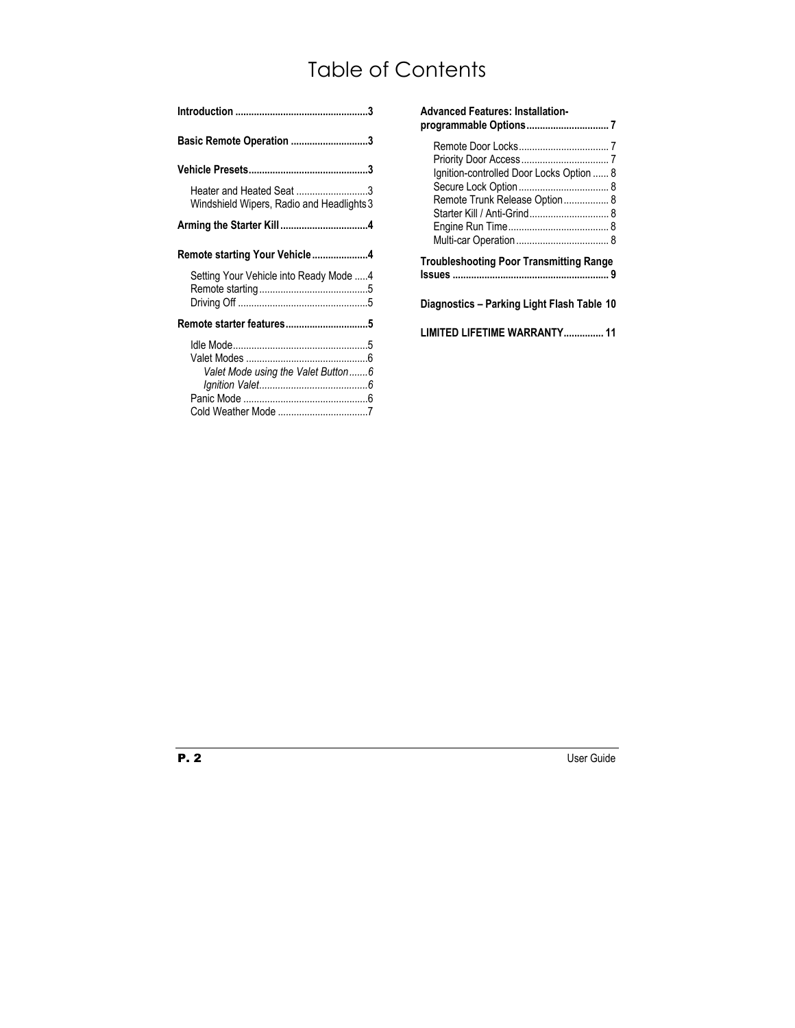# Table of Contents

**Introduction** ................................................. 3

**Basic Remote Operation** ............................ 3

**Vehicle Presets** ............................................ 3

- Heater and Heated Seat ........................... 3
- Windshield Wipers, Radio and Headlights 3

**Arming the Starter Kill** ................................ 4

**Remote starting Your Vehicle** .................... 4

- Setting Your Vehicle into Ready Mode ..... 4
- Remote starting ......................................... 5
- Driving Off ................................................. 5

**Remote starter features** .............................. 5

- Idle Mode ................................................... 5
- Valet Modes ............................................... 6
  - *Valet Mode using the Valet Button* ....... 6
  - *Ignition Valet* ......................................... 6
- Panic Mode ................................................ 6
- Cold Weather Mode .................................. 7

**Advanced Features: Installation-programmable Options** .............................. 7

- Remote Door Locks .................................. 7
- Priority Door Access ................................. 7
- Ignition-controlled Door Locks Option ...... 8
- Secure Lock Option .................................. 8
- Remote Trunk Release Option ................. 8
- Starter Kill / Anti-Grind .............................. 8
- Engine Run Time ....................................... 8
- Multi-car Operation ................................... 8

**Troubleshooting Poor Transmitting Range Issues** ........................................................... 9

**Diagnostics – Parking Light Flash Table** 10

**LIMITED LIFETIME WARRANTY** .............. 11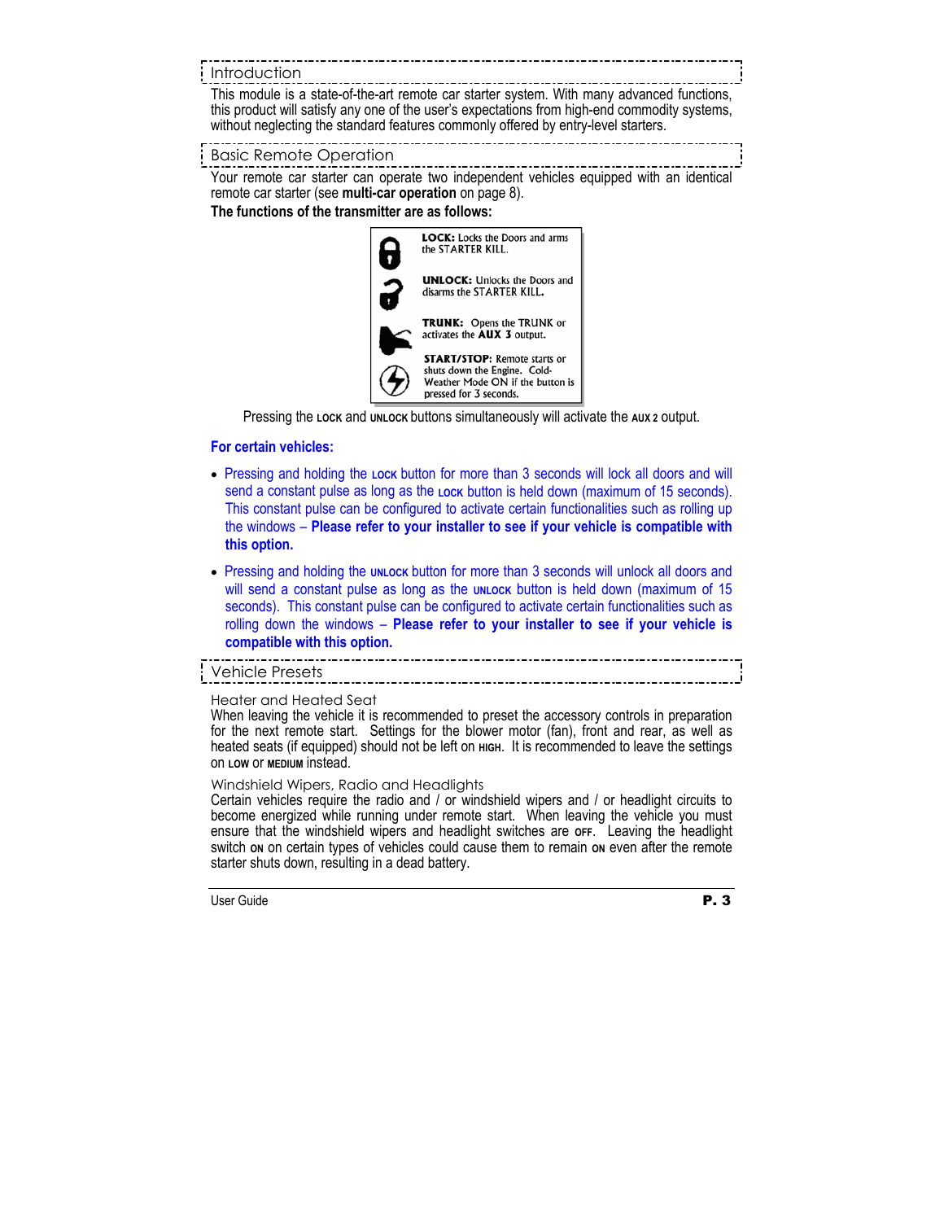## Introduction

This module is a state-of-the-art remote car starter system. With many advanced functions, this product will satisfy any one of the user's expectations from high-end commodity systems, without neglecting the standard features commonly offered by entry-level starters.

## Basic Remote Operation

Your remote car starter can operate two independent vehicles equipped with an identical remote car starter (see **multi-car operation** on page 8).

**The functions of the transmitter are as follows:**

**LOCK:** Locks the Doors and arms the STARTER KILL.

**UNLOCK:** Unlocks the Doors and disarms the STARTER KILL.

**TRUNK:** Opens the TRUNK or activates the **AUX 3** output.

**START/STOP:** Remote starts or shuts down the Engine. Cold-Weather Mode ON if the button is pressed for 3 seconds.

Pressing the LOCK and UNLOCK buttons simultaneously will activate the AUX 2 output.

**For certain vehicles:**

- Pressing and holding the LOCK button for more than 3 seconds will lock all doors and will send a constant pulse as long as the LOCK button is held down (maximum of 15 seconds). This constant pulse can be configured to activate certain functionalities such as rolling up the windows – **Please refer to your installer to see if your vehicle is compatible with this option.**
- Pressing and holding the UNLOCK button for more than 3 seconds will unlock all doors and will send a constant pulse as long as the UNLOCK button is held down (maximum of 15 seconds). This constant pulse can be configured to activate certain functionalities such as rolling down the windows – **Please refer to your installer to see if your vehicle is compatible with this option.**

## Vehicle Presets

### Heater and Heated Seat

When leaving the vehicle it is recommended to preset the accessory controls in preparation for the next remote start. Settings for the blower motor (fan), front and rear, as well as heated seats (if equipped) should not be left on HIGH. It is recommended to leave the settings on LOW or MEDIUM instead.

### Windshield Wipers, Radio and Headlights

Certain vehicles require the radio and / or windshield wipers and / or headlight circuits to become energized while running under remote start. When leaving the vehicle you must ensure that the windshield wipers and headlight switches are OFF. Leaving the headlight switch ON on certain types of vehicles could cause them to remain ON even after the remote starter shuts down, resulting in a dead battery.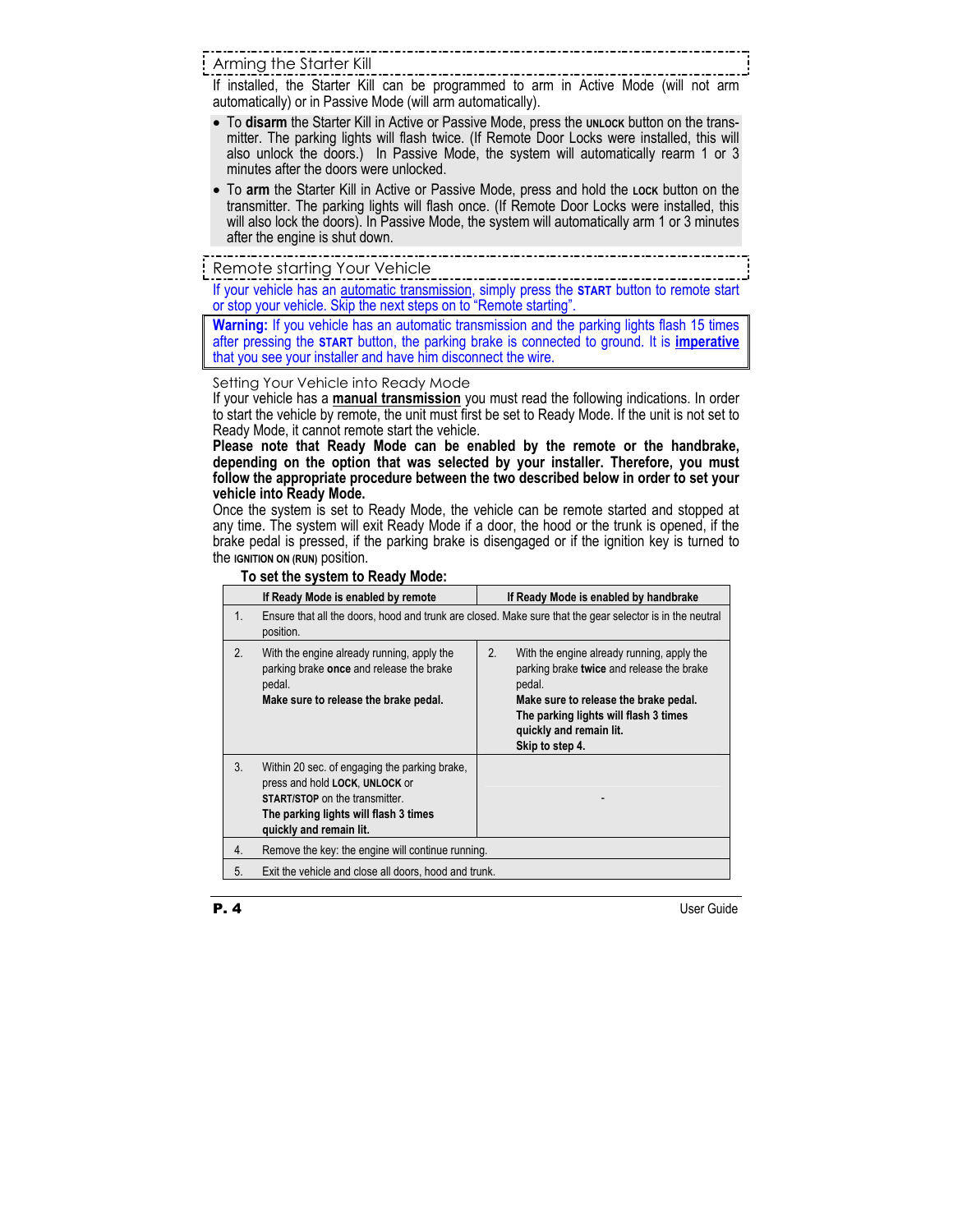## Arming the Starter Kill

If installed, the Starter Kill can be programmed to arm in Active Mode (will not arm automatically) or in Passive Mode (will arm automatically).

- To **disarm** the Starter Kill in Active or Passive Mode, press the **UNLOCK** button on the transmitter. The parking lights will flash twice. (If Remote Door Locks were installed, this will also unlock the doors.) In Passive Mode, the system will automatically rearm 1 or 3 minutes after the doors were unlocked.
- To **arm** the Starter Kill in Active or Passive Mode, press and hold the **LOCK** button on the transmitter. The parking lights will flash once. (If Remote Door Locks were installed, this will also lock the doors). In Passive Mode, the system will automatically arm 1 or 3 minutes after the engine is shut down.

## Remote starting Your Vehicle

If your vehicle has an automatic transmission, simply press the **START** button to remote start or stop your vehicle. Skip the next steps on to "Remote starting".

**Warning:** If you vehicle has an automatic transmission and the parking lights flash 15 times after pressing the **START** button, the parking brake is connected to ground. It is **imperative** that you see your installer and have him disconnect the wire.

### Setting Your Vehicle into Ready Mode

If your vehicle has a **manual transmission** you must read the following indications. In order to start the vehicle by remote, the unit must first be set to Ready Mode. If the unit is not set to Ready Mode, it cannot remote start the vehicle.

**Please note that Ready Mode can be enabled by the remote or the handbrake, depending on the option that was selected by your installer. Therefore, you must follow the appropriate procedure between the two described below in order to set your vehicle into Ready Mode.**

Once the system is set to Ready Mode, the vehicle can be remote started and stopped at any time. The system will exit Ready Mode if a door, the hood or the trunk is opened, if the brake pedal is pressed, if the parking brake is disengaged or if the ignition key is turned to the **IGNITION ON (RUN)** position.

**To set the system to Ready Mode:**

| If Ready Mode is enabled by remote | If Ready Mode is enabled by handbrake |
|---|---|
| 1. Ensure that all the doors, hood and trunk are closed. Make sure that the gear selector is in the neutral position. | |
| 2. With the engine already running, apply the parking brake **once** and release the brake pedal. **Make sure to release the brake pedal.** | 2. With the engine already running, apply the parking brake **twice** and release the brake pedal. **Make sure to release the brake pedal. The parking lights will flash 3 times quickly and remain lit. Skip to step 4.** |
| 3. Within 20 sec. of engaging the parking brake, press and hold **LOCK**, **UNLOCK** or **START/STOP** on the transmitter. **The parking lights will flash 3 times quickly and remain lit.** | - |
| 4. Remove the key: the engine will continue running. | |
| 5. Exit the vehicle and close all doors, hood and trunk. | |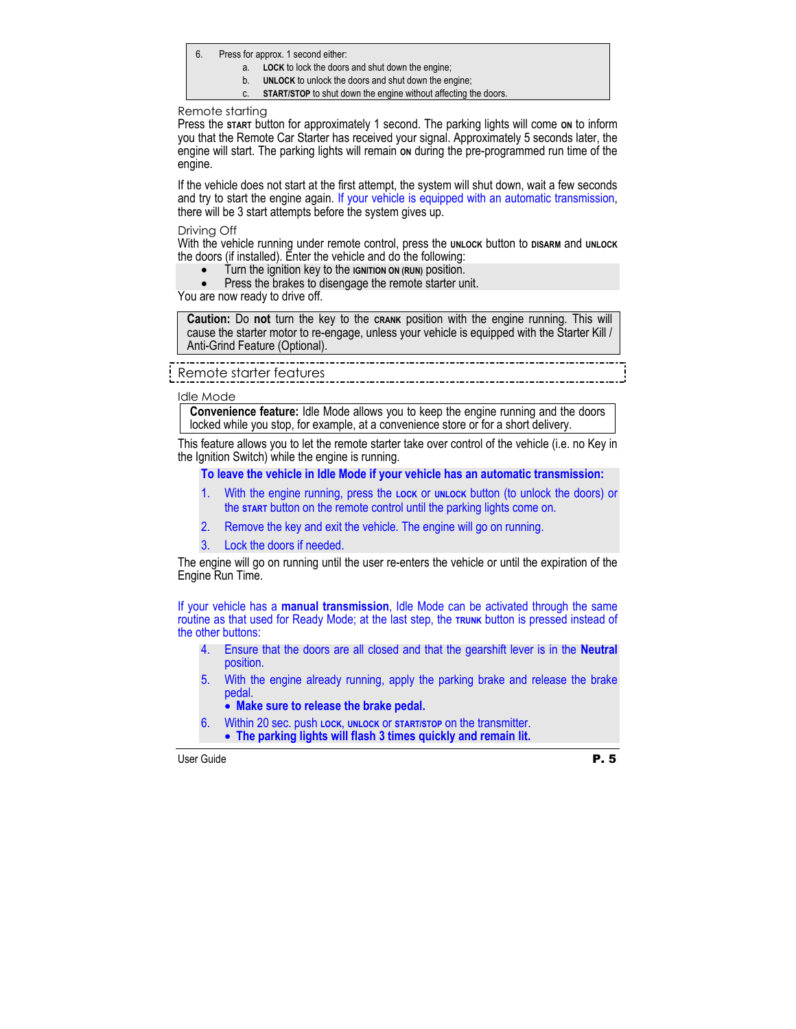6. Press for approx. 1 second either:
   a. **LOCK** to lock the doors and shut down the engine;
   b. **UNLOCK** to unlock the doors and shut down the engine;
   c. **START/STOP** to shut down the engine without affecting the doors.

### Remote starting

Press the **START** button for approximately 1 second. The parking lights will come **ON** to inform you that the Remote Car Starter has received your signal. Approximately 5 seconds later, the engine will start. The parking lights will remain **ON** during the pre-programmed run time of the engine.

If the vehicle does not start at the first attempt, the system will shut down, wait a few seconds and try to start the engine again. If your vehicle is equipped with an automatic transmission, there will be 3 start attempts before the system gives up.

### Driving Off

With the vehicle running under remote control, press the **UNLOCK** button to **DISARM** and **UNLOCK** the doors (if installed). Enter the vehicle and do the following:

- Turn the ignition key to the **IGNITION ON (RUN)** position.
- Press the brakes to disengage the remote starter unit.

You are now ready to drive off.

**Caution:** Do **not** turn the key to the **CRANK** position with the engine running. This will cause the starter motor to re-engage, unless your vehicle is equipped with the Starter Kill / Anti-Grind Feature (Optional).

## Remote starter features

### Idle Mode

**Convenience feature:** Idle Mode allows you to keep the engine running and the doors locked while you stop, for example, at a convenience store or for a short delivery.

This feature allows you to let the remote starter take over control of the vehicle (i.e. no Key in the Ignition Switch) while the engine is running.

**To leave the vehicle in Idle Mode if your vehicle has an automatic transmission:**

1. With the engine running, press the **LOCK** or **UNLOCK** button (to unlock the doors) or the **START** button on the remote control until the parking lights come on.
2. Remove the key and exit the vehicle. The engine will go on running.
3. Lock the doors if needed.

The engine will go on running until the user re-enters the vehicle or until the expiration of the Engine Run Time.

If your vehicle has a **manual transmission**, Idle Mode can be activated through the same routine as that used for Ready Mode; at the last step, the **TRUNK** button is pressed instead of the other buttons:

4. Ensure that the doors are all closed and that the gearshift lever is in the **Neutral** position.
5. With the engine already running, apply the parking brake and release the brake pedal.
   - **Make sure to release the brake pedal.**
6. Within 20 sec. push **LOCK**, **UNLOCK** or **START/STOP** on the transmitter.
   - **The parking lights will flash 3 times quickly and remain lit.**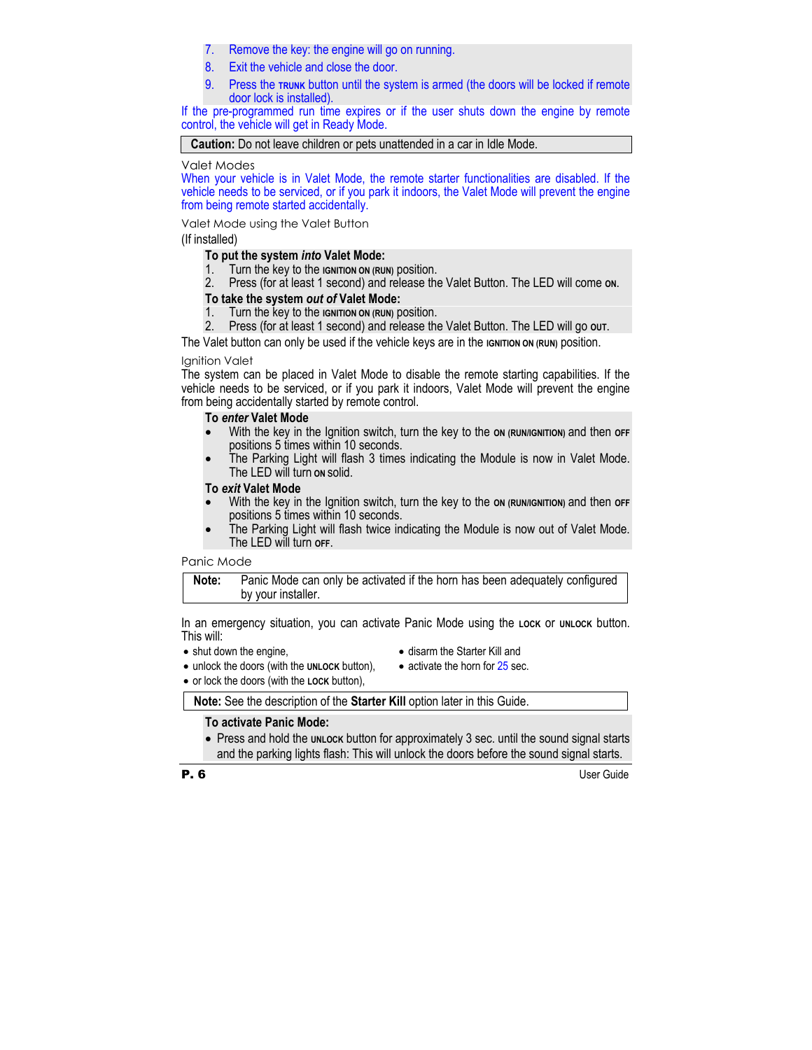7. Remove the key: the engine will go on running.
8. Exit the vehicle and close the door.
9. Press the **TRUNK** button until the system is armed (the doors will be locked if remote door lock is installed).

If the pre-programmed run time expires or if the user shuts down the engine by remote control, the vehicle will get in Ready Mode.

| **Caution:** Do not leave children or pets unattended in a car in Idle Mode. |
|---|

### Valet Modes

When your vehicle is in Valet Mode, the remote starter functionalities are disabled. If the vehicle needs to be serviced, or if you park it indoors, the Valet Mode will prevent the engine from being remote started accidentally.

#### Valet Mode using the Valet Button

(If installed)

**To put the system *into* Valet Mode:**

1. Turn the key to the **IGNITION ON (RUN)** position.
2. Press (for at least 1 second) and release the Valet Button. The LED will come **ON**.

**To take the system *out of* Valet Mode:**

1. Turn the key to the **IGNITION ON (RUN)** position.
2. Press (for at least 1 second) and release the Valet Button. The LED will go **OUT**.

The Valet button can only be used if the vehicle keys are in the **IGNITION ON (RUN)** position.

#### Ignition Valet

The system can be placed in Valet Mode to disable the remote starting capabilities. If the vehicle needs to be serviced, or if you park it indoors, Valet Mode will prevent the engine from being accidentally started by remote control.

**To *enter* Valet Mode**

- With the key in the Ignition switch, turn the key to the **ON (RUN/IGNITION)** and then **OFF** positions 5 times within 10 seconds.
- The Parking Light will flash 3 times indicating the Module is now in Valet Mode. The LED will turn **ON** solid.

**To *exit* Valet Mode**

- With the key in the Ignition switch, turn the key to the **ON (RUN/IGNITION)** and then **OFF** positions 5 times within 10 seconds.
- The Parking Light will flash twice indicating the Module is now out of Valet Mode. The LED will turn **OFF**.

### Panic Mode

| **Note:** | Panic Mode can only be activated if the horn has been adequately configured by your installer. |
|---|---|

In an emergency situation, you can activate Panic Mode using the **LOCK** or **UNLOCK** button. This will:

- shut down the engine,
- unlock the doors (with the **UNLOCK** button),
- or lock the doors (with the **LOCK** button),
- disarm the Starter Kill and
- activate the horn for 25 sec.

| **Note:** See the description of the **Starter Kill** option later in this Guide. |
|---|

**To activate Panic Mode:**

- Press and hold the **UNLOCK** button for approximately 3 sec. until the sound signal starts and the parking lights flash: This will unlock the doors before the sound signal starts.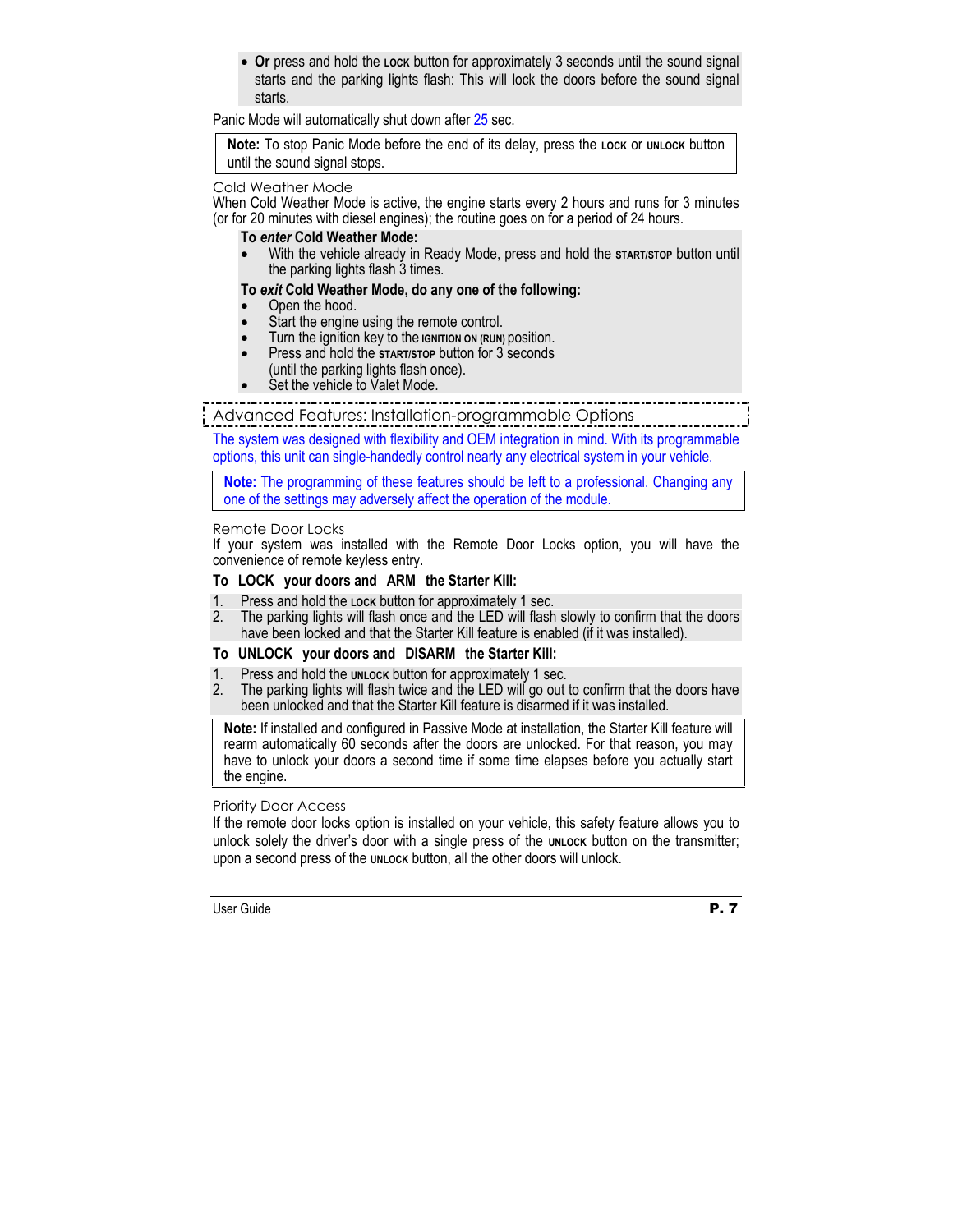- **Or** press and hold the LOCK button for approximately 3 seconds until the sound signal starts and the parking lights flash: This will lock the doors before the sound signal starts.

Panic Mode will automatically shut down after 25 sec.

> **Note:** To stop Panic Mode before the end of its delay, press the LOCK or UNLOCK button until the sound signal stops.

### Cold Weather Mode

When Cold Weather Mode is active, the engine starts every 2 hours and runs for 3 minutes (or for 20 minutes with diesel engines); the routine goes on for a period of 24 hours.

**To *enter* Cold Weather Mode:**

- With the vehicle already in Ready Mode, press and hold the START/STOP button until the parking lights flash 3 times.

**To *exit* Cold Weather Mode, do any one of the following:**

- Open the hood.
- Start the engine using the remote control.
- Turn the ignition key to the IGNITION ON (RUN) position.
- Press and hold the START/STOP button for 3 seconds (until the parking lights flash once).
- Set the vehicle to Valet Mode.

## Advanced Features: Installation-programmable Options

The system was designed with flexibility and OEM integration in mind. With its programmable options, this unit can single-handedly control nearly any electrical system in your vehicle.

> **Note:** The programming of these features should be left to a professional. Changing any one of the settings may adversely affect the operation of the module.

### Remote Door Locks

If your system was installed with the Remote Door Locks option, you will have the convenience of remote keyless entry.

**To LOCK your doors and ARM the Starter Kill:**

1. Press and hold the LOCK button for approximately 1 sec.
2. The parking lights will flash once and the LED will flash slowly to confirm that the doors have been locked and that the Starter Kill feature is enabled (if it was installed).

**To UNLOCK your doors and DISARM the Starter Kill:**

1. Press and hold the UNLOCK button for approximately 1 sec.
2. The parking lights will flash twice and the LED will go out to confirm that the doors have been unlocked and that the Starter Kill feature is disarmed if it was installed.

> **Note:** If installed and configured in Passive Mode at installation, the Starter Kill feature will rearm automatically 60 seconds after the doors are unlocked. For that reason, you may have to unlock your doors a second time if some time elapses before you actually start the engine.

### Priority Door Access

If the remote door locks option is installed on your vehicle, this safety feature allows you to unlock solely the driver's door with a single press of the UNLOCK button on the transmitter; upon a second press of the UNLOCK button, all the other doors will unlock.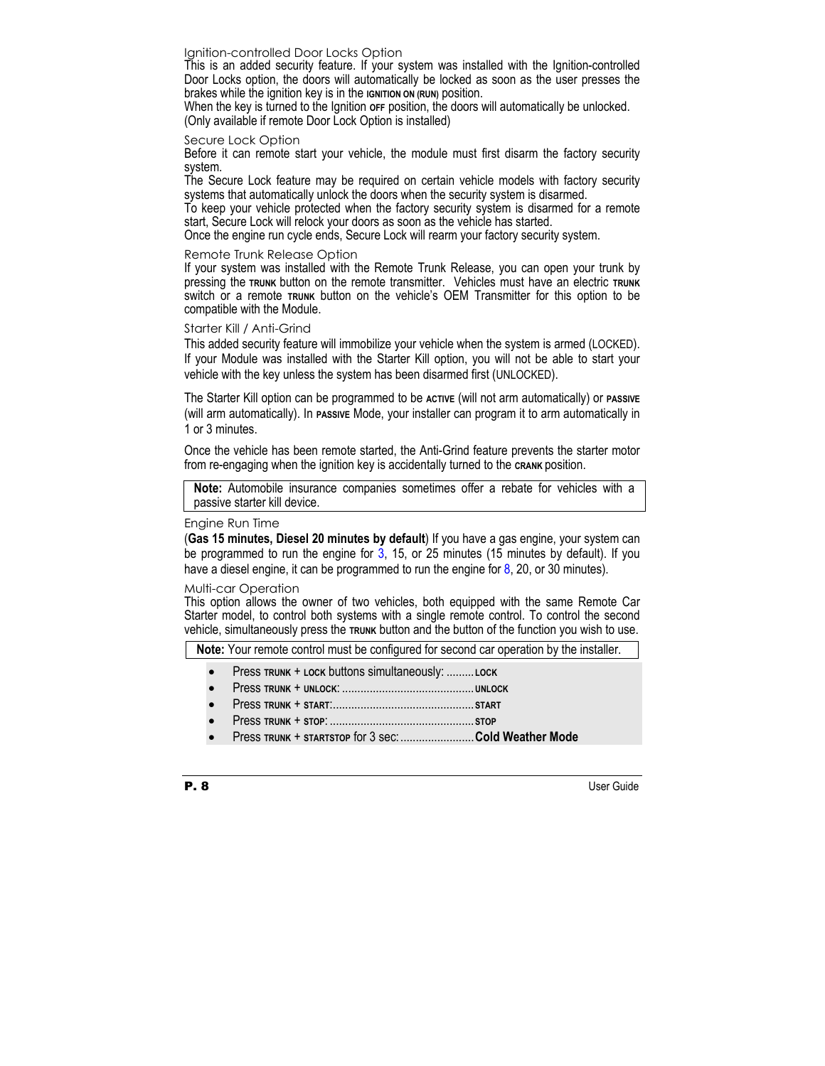### Ignition-controlled Door Locks Option

This is an added security feature. If your system was installed with the Ignition-controlled Door Locks option, the doors will automatically be locked as soon as the user presses the brakes while the ignition key is in the **IGNITION ON (RUN)** position.
When the key is turned to the Ignition **OFF** position, the doors will automatically be unlocked. (Only available if remote Door Lock Option is installed)

### Secure Lock Option

Before it can remote start your vehicle, the module must first disarm the factory security system.
The Secure Lock feature may be required on certain vehicle models with factory security systems that automatically unlock the doors when the security system is disarmed.
To keep your vehicle protected when the factory security system is disarmed for a remote start, Secure Lock will relock your doors as soon as the vehicle has started.
Once the engine run cycle ends, Secure Lock will rearm your factory security system.

### Remote Trunk Release Option

If your system was installed with the Remote Trunk Release, you can open your trunk by pressing the **TRUNK** button on the remote transmitter. Vehicles must have an electric **TRUNK** switch or a remote **TRUNK** button on the vehicle's OEM Transmitter for this option to be compatible with the Module.

### Starter Kill / Anti-Grind

This added security feature will immobilize your vehicle when the system is armed (LOCKED). If your Module was installed with the Starter Kill option, you will not be able to start your vehicle with the key unless the system has been disarmed first (UNLOCKED).

The Starter Kill option can be programmed to be **ACTIVE** (will not arm automatically) or **PASSIVE** (will arm automatically). In **PASSIVE** Mode, your installer can program it to arm automatically in 1 or 3 minutes.

Once the vehicle has been remote started, the Anti-Grind feature prevents the starter motor from re-engaging when the ignition key is accidentally turned to the **CRANK** position.

> **Note:** Automobile insurance companies sometimes offer a rebate for vehicles with a passive starter kill device.

### Engine Run Time

(**Gas 15 minutes, Diesel 20 minutes by default**) If you have a gas engine, your system can be programmed to run the engine for 3, 15, or 25 minutes (15 minutes by default). If you have a diesel engine, it can be programmed to run the engine for 8, 20, or 30 minutes).

### Multi-car Operation

This option allows the owner of two vehicles, both equipped with the same Remote Car Starter model, to control both systems with a single remote control. To control the second vehicle, simultaneously press the **TRUNK** button and the button of the function you wish to use.

> **Note:** Your remote control must be configured for second car operation by the installer.

- Press **TRUNK** + **LOCK** buttons simultaneously: ......... **LOCK**
- Press **TRUNK** + **UNLOCK**: .......................................... **UNLOCK**
- Press **TRUNK** + **START**:............................................. **START**
- Press **TRUNK** + **STOP**: .............................................. **STOP**
- Press **TRUNK** + **STARTSTOP** for 3 sec:........................ **Cold Weather Mode**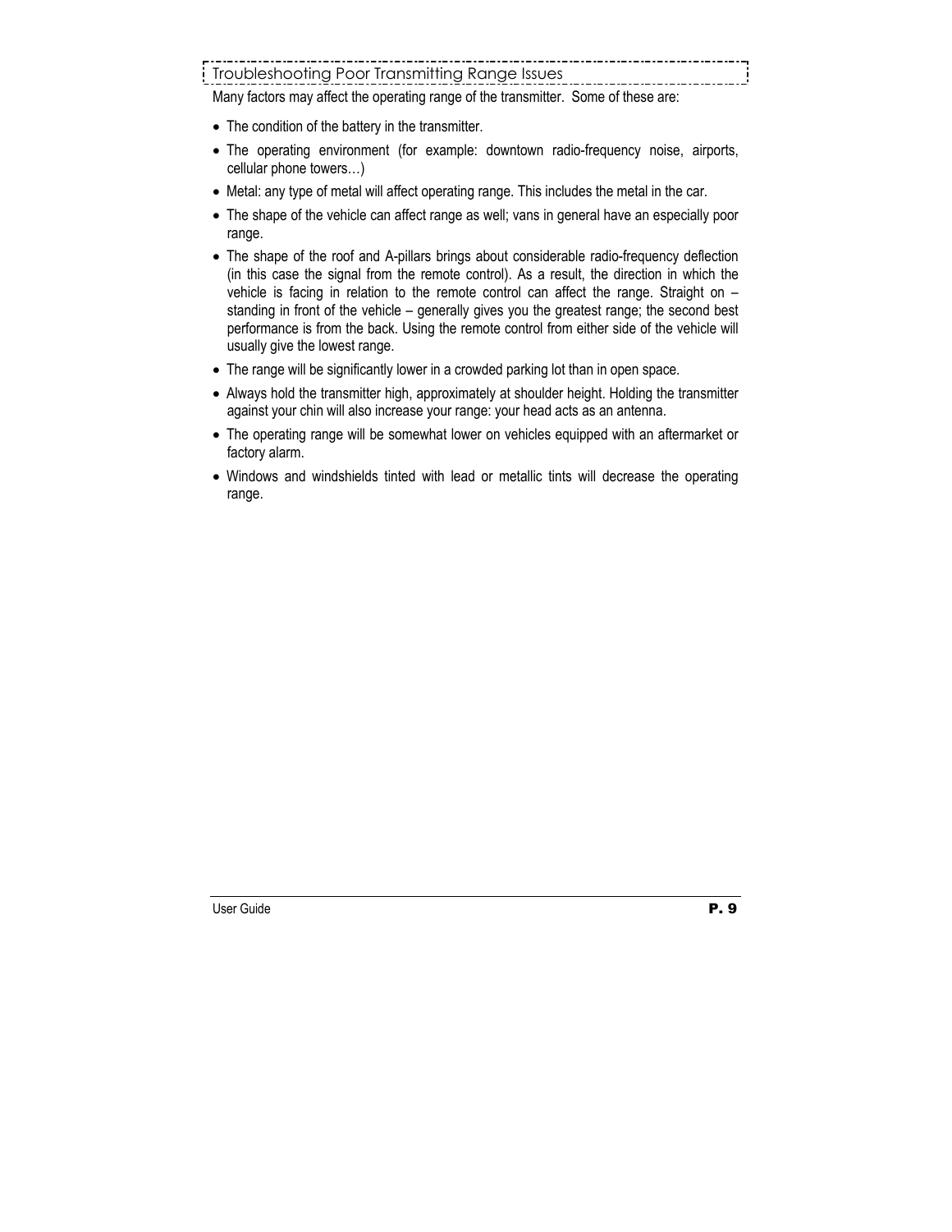## Troubleshooting Poor Transmitting Range Issues

Many factors may affect the operating range of the transmitter. Some of these are:

- The condition of the battery in the transmitter.
- The operating environment (for example: downtown radio-frequency noise, airports, cellular phone towers…)
- Metal: any type of metal will affect operating range. This includes the metal in the car.
- The shape of the vehicle can affect range as well; vans in general have an especially poor range.
- The shape of the roof and A-pillars brings about considerable radio-frequency deflection (in this case the signal from the remote control). As a result, the direction in which the vehicle is facing in relation to the remote control can affect the range. Straight on – standing in front of the vehicle – generally gives you the greatest range; the second best performance is from the back. Using the remote control from either side of the vehicle will usually give the lowest range.
- The range will be significantly lower in a crowded parking lot than in open space.
- Always hold the transmitter high, approximately at shoulder height. Holding the transmitter against your chin will also increase your range: your head acts as an antenna.
- The operating range will be somewhat lower on vehicles equipped with an aftermarket or factory alarm.
- Windows and windshields tinted with lead or metallic tints will decrease the operating range.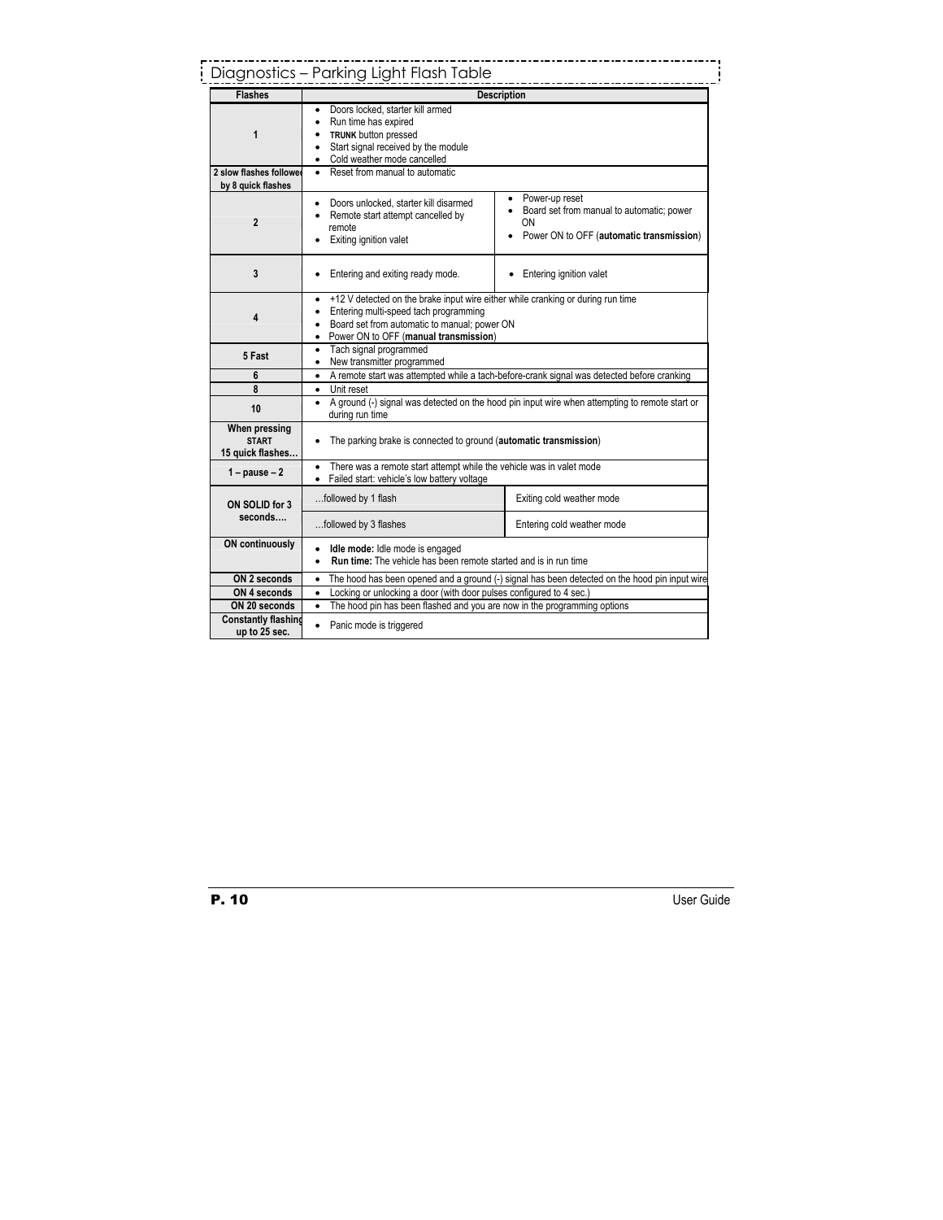## Diagnostics – Parking Light Flash Table

| Flashes | Description | |
|---|---|---|
| 1 | • Doors locked, starter kill armed<br>• Run time has expired<br>• **TRUNK** button pressed<br>• Start signal received by the module<br>• Cold weather mode cancelled | |
| 2 slow flashes followed by 8 quick flashes | • Reset from manual to automatic | |
| 2 | • Doors unlocked, starter kill disarmed<br>• Remote start attempt cancelled by remote<br>• Exiting ignition valet | • Power-up reset<br>• Board set from manual to automatic; power ON<br>• Power ON to OFF (**automatic transmission**) |
| 3 | • Entering and exiting ready mode. | • Entering ignition valet |
| 4 | • +12 V detected on the brake input wire either while cranking or during run time<br>• Entering multi-speed tach programming<br>• Board set from automatic to manual; power ON<br>• Power ON to OFF (**manual transmission**) | |
| 5 Fast | • Tach signal programmed<br>• New transmitter programmed | |
| 6 | • A remote start was attempted while a tach-before-crank signal was detected before cranking | |
| 8 | • Unit reset | |
| 10 | • A ground (-) signal was detected on the hood pin input wire when attempting to remote start or during run time | |
| When pressing **START** 15 quick flashes… | • The parking brake is connected to ground (**automatic transmission**) | |
| 1 – pause – 2 | • There was a remote start attempt while the vehicle was in valet mode<br>• Failed start: vehicle's low battery voltage | |
| ON SOLID for 3 seconds…. | …followed by 1 flash | Exiting cold weather mode |
| | …followed by 3 flashes | Entering cold weather mode |
| ON continuously | • **Idle mode:** Idle mode is engaged<br>• **Run time:** The vehicle has been remote started and is in run time | |
| ON 2 seconds | • The hood has been opened and a ground (-) signal has been detected on the hood pin input wire | |
| ON 4 seconds | • Locking or unlocking a door (with door pulses configured to 4 sec.) | |
| ON 20 seconds | • The hood pin has been flashed and you are now in the programming options | |
| Constantly flashing up to 25 sec. | • Panic mode is triggered | |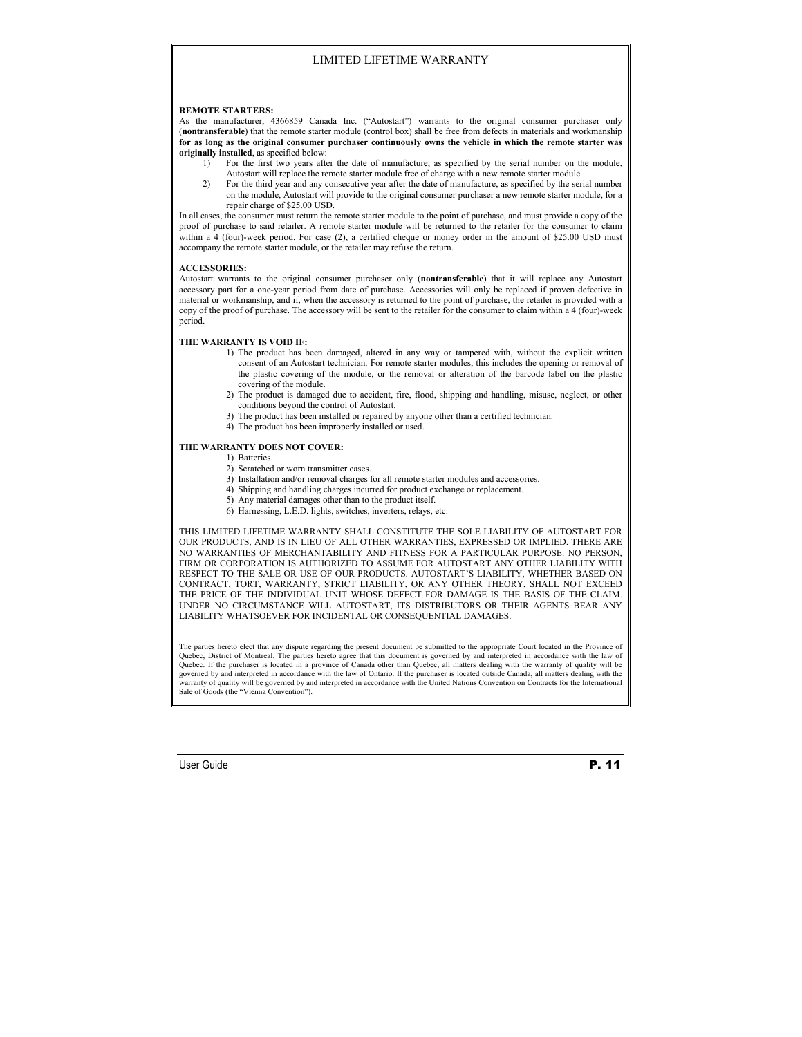# LIMITED LIFETIME WARRANTY

**REMOTE STARTERS:**

As the manufacturer, 4366859 Canada Inc. ("Autostart") warrants to the original consumer purchaser only (**nontransferable**) that the remote starter module (control box) shall be free from defects in materials and workmanship **for as long as the original consumer purchaser continuously owns the vehicle in which the remote starter was originally installed**, as specified below:

1) For the first two years after the date of manufacture, as specified by the serial number on the module, Autostart will replace the remote starter module free of charge with a new remote starter module.
2) For the third year and any consecutive year after the date of manufacture, as specified by the serial number on the module, Autostart will provide to the original consumer purchaser a new remote starter module, for a repair charge of $25.00 USD.

In all cases, the consumer must return the remote starter module to the point of purchase, and must provide a copy of the proof of purchase to said retailer. A remote starter module will be returned to the retailer for the consumer to claim within a 4 (four)-week period. For case (2), a certified cheque or money order in the amount of $25.00 USD must accompany the remote starter module, or the retailer may refuse the return.

**ACCESSORIES:**

Autostart warrants to the original consumer purchaser only (**nontransferable**) that it will replace any Autostart accessory part for a one-year period from date of purchase. Accessories will only be replaced if proven defective in material or workmanship, and if, when the accessory is returned to the point of purchase, the retailer is provided with a copy of the proof of purchase. The accessory will be sent to the retailer for the consumer to claim within a 4 (four)-week period.

**THE WARRANTY IS VOID IF:**

1) The product has been damaged, altered in any way or tampered with, without the explicit written consent of an Autostart technician. For remote starter modules, this includes the opening or removal of the plastic covering of the module, or the removal or alteration of the barcode label on the plastic covering of the module.
2) The product is damaged due to accident, fire, flood, shipping and handling, misuse, neglect, or other conditions beyond the control of Autostart.
3) The product has been installed or repaired by anyone other than a certified technician.
4) The product has been improperly installed or used.

**THE WARRANTY DOES NOT COVER:**

1) Batteries.
2) Scratched or worn transmitter cases.
3) Installation and/or removal charges for all remote starter modules and accessories.
4) Shipping and handling charges incurred for product exchange or replacement.
5) Any material damages other than to the product itself.
6) Harnessing, L.E.D. lights, switches, inverters, relays, etc.

THIS LIMITED LIFETIME WARRANTY SHALL CONSTITUTE THE SOLE LIABILITY OF AUTOSTART FOR OUR PRODUCTS, AND IS IN LIEU OF ALL OTHER WARRANTIES, EXPRESSED OR IMPLIED. THERE ARE NO WARRANTIES OF MERCHANTABILITY AND FITNESS FOR A PARTICULAR PURPOSE. NO PERSON, FIRM OR CORPORATION IS AUTHORIZED TO ASSUME FOR AUTOSTART ANY OTHER LIABILITY WITH RESPECT TO THE SALE OR USE OF OUR PRODUCTS. AUTOSTART'S LIABILITY, WHETHER BASED ON CONTRACT, TORT, WARRANTY, STRICT LIABILITY, OR ANY OTHER THEORY, SHALL NOT EXCEED THE PRICE OF THE INDIVIDUAL UNIT WHOSE DEFECT FOR DAMAGE IS THE BASIS OF THE CLAIM. UNDER NO CIRCUMSTANCE WILL AUTOSTART, ITS DISTRIBUTORS OR THEIR AGENTS BEAR ANY LIABILITY WHATSOEVER FOR INCIDENTAL OR CONSEQUENTIAL DAMAGES.

The parties hereto elect that any dispute regarding the present document be submitted to the appropriate Court located in the Province of Quebec, District of Montreal. The parties hereto agree that this document is governed by and interpreted in accordance with the law of Quebec. If the purchaser is located in a province of Canada other than Quebec, all matters dealing with the warranty of quality will be governed by and interpreted in accordance with the law of Ontario. If the purchaser is located outside Canada, all matters dealing with the warranty of quality will be governed by and interpreted in accordance with the United Nations Convention on Contracts for the International Sale of Goods (the "Vienna Convention").